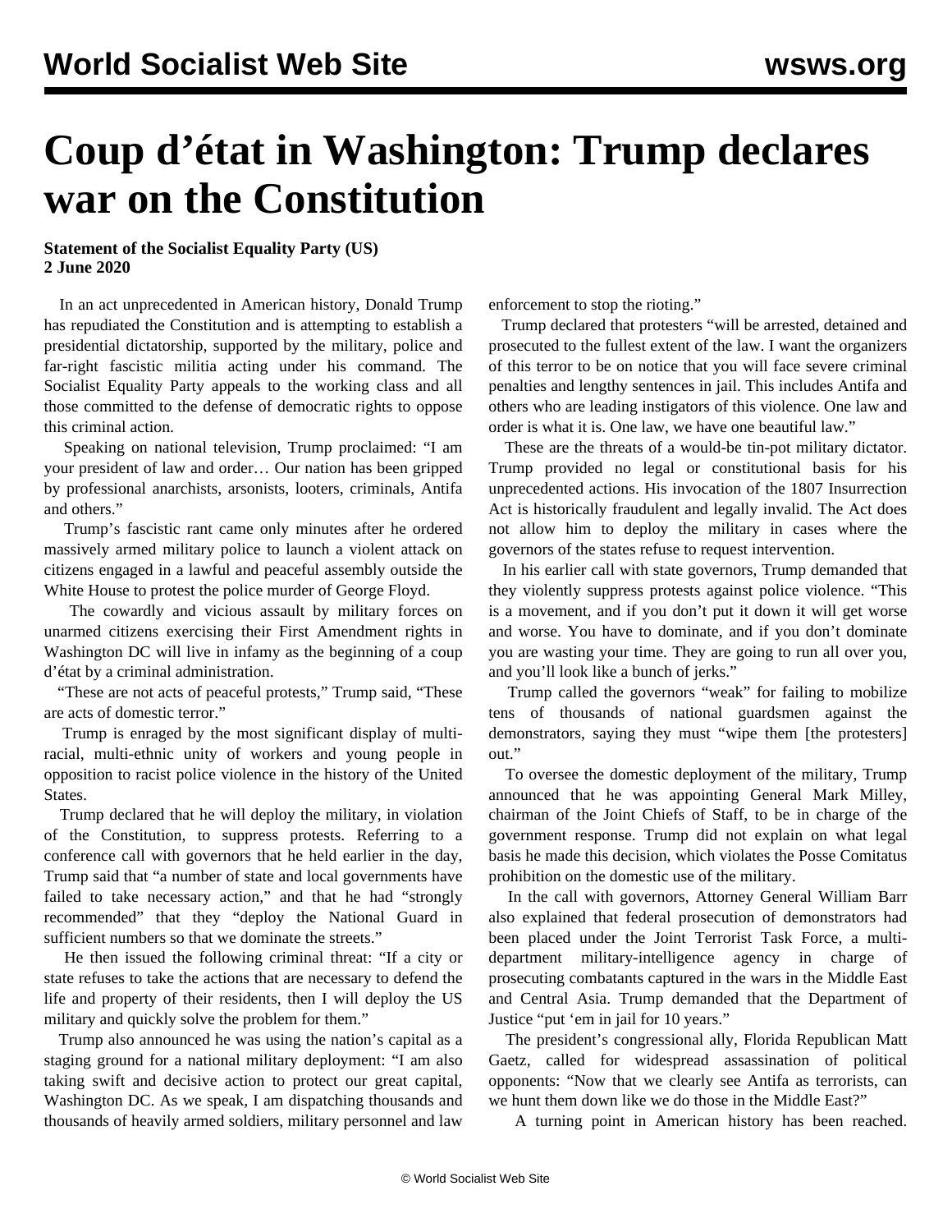# Coup d'état in Washington: Trump declares war on the Constitution

**Statement of the Socialist Equality Party (US)**
**2 June 2020**

In an act unprecedented in American history, Donald Trump has repudiated the Constitution and is attempting to establish a presidential dictatorship, supported by the military, police and far-right fascistic militia acting under his command. The Socialist Equality Party appeals to the working class and all those committed to the defense of democratic rights to oppose this criminal action.

Speaking on national television, Trump proclaimed: "I am your president of law and order… Our nation has been gripped by professional anarchists, arsonists, looters, criminals, Antifa and others."

Trump's fascistic rant came only minutes after he ordered massively armed military police to launch a violent attack on citizens engaged in a lawful and peaceful assembly outside the White House to protest the police murder of George Floyd.

The cowardly and vicious assault by military forces on unarmed citizens exercising their First Amendment rights in Washington DC will live in infamy as the beginning of a coup d'état by a criminal administration.

"These are not acts of peaceful protests," Trump said, "These are acts of domestic terror."

Trump is enraged by the most significant display of multi-racial, multi-ethnic unity of workers and young people in opposition to racist police violence in the history of the United States.

Trump declared that he will deploy the military, in violation of the Constitution, to suppress protests. Referring to a conference call with governors that he held earlier in the day, Trump said that "a number of state and local governments have failed to take necessary action," and that he had "strongly recommended" that they "deploy the National Guard in sufficient numbers so that we dominate the streets."

He then issued the following criminal threat: "If a city or state refuses to take the actions that are necessary to defend the life and property of their residents, then I will deploy the US military and quickly solve the problem for them."

Trump also announced he was using the nation's capital as a staging ground for a national military deployment: "I am also taking swift and decisive action to protect our great capital, Washington DC. As we speak, I am dispatching thousands and thousands of heavily armed soldiers, military personnel and law enforcement to stop the rioting."

Trump declared that protesters "will be arrested, detained and prosecuted to the fullest extent of the law. I want the organizers of this terror to be on notice that you will face severe criminal penalties and lengthy sentences in jail. This includes Antifa and others who are leading instigators of this violence. One law and order is what it is. One law, we have one beautiful law."

These are the threats of a would-be tin-pot military dictator. Trump provided no legal or constitutional basis for his unprecedented actions. His invocation of the 1807 Insurrection Act is historically fraudulent and legally invalid. The Act does not allow him to deploy the military in cases where the governors of the states refuse to request intervention.

In his earlier call with state governors, Trump demanded that they violently suppress protests against police violence. "This is a movement, and if you don't put it down it will get worse and worse. You have to dominate, and if you don't dominate you are wasting your time. They are going to run all over you, and you'll look like a bunch of jerks."

Trump called the governors "weak" for failing to mobilize tens of thousands of national guardsmen against the demonstrators, saying they must "wipe them [the protesters] out."

To oversee the domestic deployment of the military, Trump announced that he was appointing General Mark Milley, chairman of the Joint Chiefs of Staff, to be in charge of the government response. Trump did not explain on what legal basis he made this decision, which violates the Posse Comitatus prohibition on the domestic use of the military.

In the call with governors, Attorney General William Barr also explained that federal prosecution of demonstrators had been placed under the Joint Terrorist Task Force, a multi-department military-intelligence agency in charge of prosecuting combatants captured in the wars in the Middle East and Central Asia. Trump demanded that the Department of Justice "put 'em in jail for 10 years."

The president's congressional ally, Florida Republican Matt Gaetz, called for widespread assassination of political opponents: "Now that we clearly see Antifa as terrorists, can we hunt them down like we do those in the Middle East?"

A turning point in American history has been reached.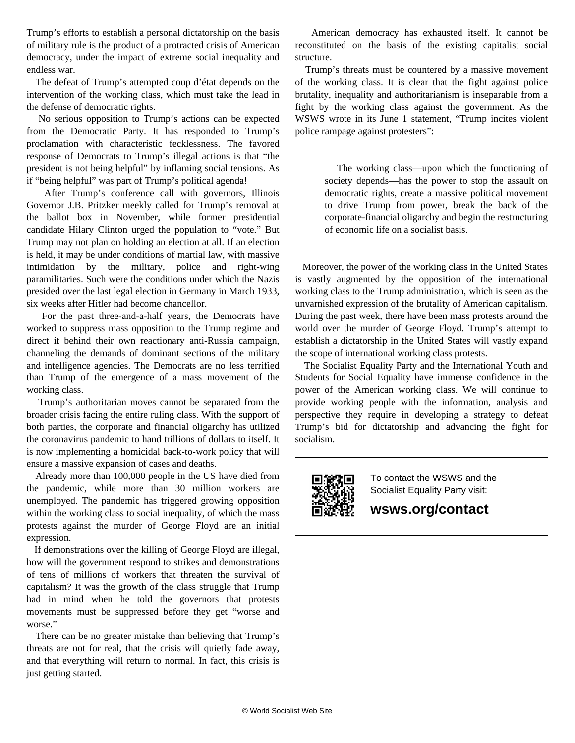Trump's efforts to establish a personal dictatorship on the basis of military rule is the product of a protracted crisis of American democracy, under the impact of extreme social inequality and endless war.

The defeat of Trump's attempted coup d'état depends on the intervention of the working class, which must take the lead in the defense of democratic rights.

No serious opposition to Trump's actions can be expected from the Democratic Party. It has responded to Trump's proclamation with characteristic fecklessness. The favored response of Democrats to Trump's illegal actions is that "the president is not being helpful" by inflaming social tensions. As if "being helpful" was part of Trump's political agenda!

After Trump's conference call with governors, Illinois Governor J.B. Pritzker meekly called for Trump's removal at the ballot box in November, while former presidential candidate Hilary Clinton urged the population to "vote." But Trump may not plan on holding an election at all. If an election is held, it may be under conditions of martial law, with massive intimidation by the military, police and right-wing paramilitaries. Such were the conditions under which the Nazis presided over the last legal election in Germany in March 1933, six weeks after Hitler had become chancellor.

For the past three-and-a-half years, the Democrats have worked to suppress mass opposition to the Trump regime and direct it behind their own reactionary anti-Russia campaign, channeling the demands of dominant sections of the military and intelligence agencies. The Democrats are no less terrified than Trump of the emergence of a mass movement of the working class.

Trump's authoritarian moves cannot be separated from the broader crisis facing the entire ruling class. With the support of both parties, the corporate and financial oligarchy has utilized the coronavirus pandemic to hand trillions of dollars to itself. It is now implementing a homicidal back-to-work policy that will ensure a massive expansion of cases and deaths.

Already more than 100,000 people in the US have died from the pandemic, while more than 30 million workers are unemployed. The pandemic has triggered growing opposition within the working class to social inequality, of which the mass protests against the murder of George Floyd are an initial expression.

If demonstrations over the killing of George Floyd are illegal, how will the government respond to strikes and demonstrations of tens of millions of workers that threaten the survival of capitalism? It was the growth of the class struggle that Trump had in mind when he told the governors that protests movements must be suppressed before they get "worse and worse."

There can be no greater mistake than believing that Trump's threats are not for real, that the crisis will quietly fade away, and that everything will return to normal. In fact, this crisis is just getting started.

American democracy has exhausted itself. It cannot be reconstituted on the basis of the existing capitalist social structure.

Trump's threats must be countered by a massive movement of the working class. It is clear that the fight against police brutality, inequality and authoritarianism is inseparable from a fight by the working class against the government. As the WSWS wrote in its June 1 statement, "Trump incites violent police rampage against protesters":

> The working class—upon which the functioning of society depends—has the power to stop the assault on democratic rights, create a massive political movement to drive Trump from power, break the back of the corporate-financial oligarchy and begin the restructuring of economic life on a socialist basis.

Moreover, the power of the working class in the United States is vastly augmented by the opposition of the international working class to the Trump administration, which is seen as the unvarnished expression of the brutality of American capitalism. During the past week, there have been mass protests around the world over the murder of George Floyd. Trump's attempt to establish a dictatorship in the United States will vastly expand the scope of international working class protests.

The Socialist Equality Party and the International Youth and Students for Social Equality have immense confidence in the power of the American working class. We will continue to provide working people with the information, analysis and perspective they require in developing a strategy to defeat Trump's bid for dictatorship and advancing the fight for socialism.

To contact the WSWS and the Socialist Equality Party visit:

**wsws.org/contact**